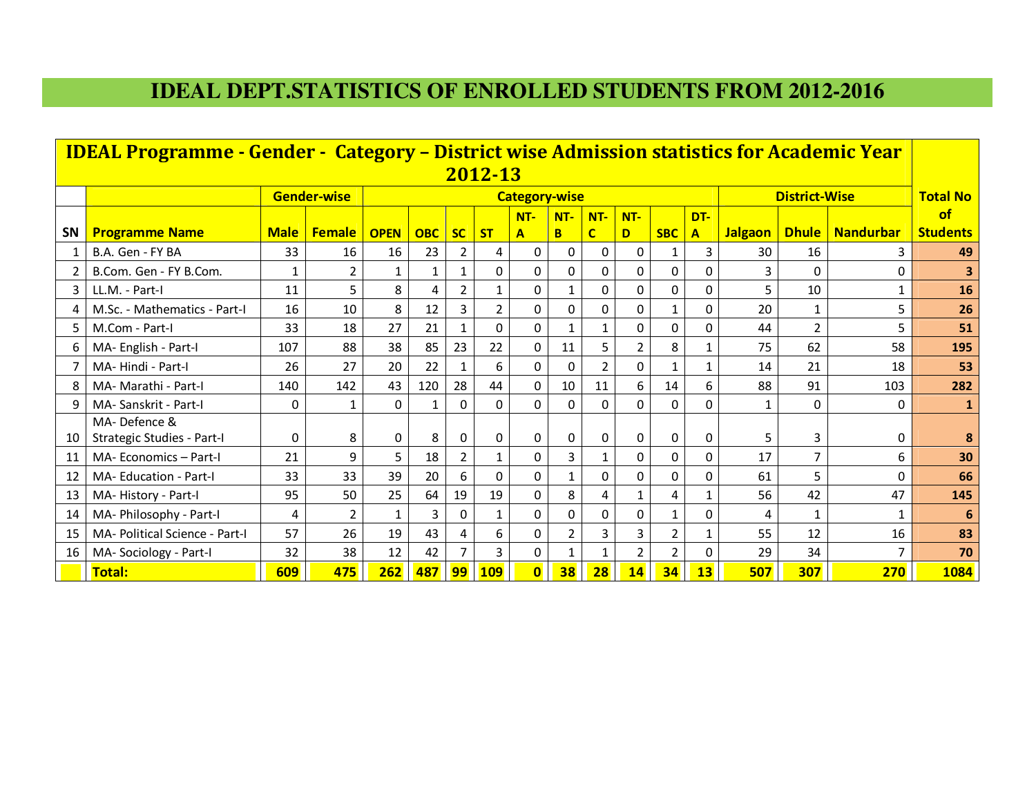# IDEAL DEPT.STATISTICS OF ENROLLED STUDENTS FROM 2012-2016

| IDEAL Programme - Gender - Category – District wise Admission statistics for Academic Year 2012-13 | | | | | | | | | | | | | | | | | | |
|---|---|---|---|---|---|---|---|---|---|---|---|---|---|---|---|---|---|---|
| | | Gender-wise | | Category-wise | | | | | | | | | | District-Wise | | | Total No of Students |
| SN | Programme Name | Male | Female | OPEN | OBC | SC | ST | NT-A | NT-B | NT-C | NT-D | SBC | DT-A | Jalgaon | Dhule | Nandurbar | |
| 1 | B.A. Gen - FY BA | 33 | 16 | 16 | 23 | 2 | 4 | 0 | 0 | 0 | 0 | 1 | 3 | 30 | 16 | 3 | **49** |
| 2 | B.Com. Gen - FY B.Com. | 1 | 2 | 1 | 1 | 1 | 0 | 0 | 0 | 0 | 0 | 0 | 0 | 3 | 0 | 0 | **3** |
| 3 | LL.M. - Part-I | 11 | 5 | 8 | 4 | 2 | 1 | 0 | 1 | 0 | 0 | 0 | 0 | 5 | 10 | 1 | **16** |
| 4 | M.Sc. - Mathematics - Part-I | 16 | 10 | 8 | 12 | 3 | 2 | 0 | 0 | 0 | 0 | 1 | 0 | 20 | 1 | 5 | **26** |
| 5 | M.Com - Part-I | 33 | 18 | 27 | 21 | 1 | 0 | 0 | 1 | 1 | 0 | 0 | 0 | 44 | 2 | 5 | **51** |
| 6 | MA- English - Part-I | 107 | 88 | 38 | 85 | 23 | 22 | 0 | 11 | 5 | 2 | 8 | 1 | 75 | 62 | 58 | **195** |
| 7 | MA- Hindi - Part-I | 26 | 27 | 20 | 22 | 1 | 6 | 0 | 0 | 2 | 0 | 1 | 1 | 14 | 21 | 18 | **53** |
| 8 | MA- Marathi - Part-I | 140 | 142 | 43 | 120 | 28 | 44 | 0 | 10 | 11 | 6 | 14 | 6 | 88 | 91 | 103 | **282** |
| 9 | MA- Sanskrit - Part-I | 0 | 1 | 0 | 1 | 0 | 0 | 0 | 0 | 0 | 0 | 0 | 0 | 1 | 0 | 0 | **1** |
| 10 | MA- Defence & Strategic Studies - Part-I | 0 | 8 | 0 | 8 | 0 | 0 | 0 | 0 | 0 | 0 | 0 | 0 | 5 | 3 | 0 | **8** |
| 11 | MA- Economics – Part-I | 21 | 9 | 5 | 18 | 2 | 1 | 0 | 3 | 1 | 0 | 0 | 0 | 17 | 7 | 6 | **30** |
| 12 | MA- Education - Part-I | 33 | 33 | 39 | 20 | 6 | 0 | 0 | 1 | 0 | 0 | 0 | 0 | 61 | 5 | 0 | **66** |
| 13 | MA- History - Part-I | 95 | 50 | 25 | 64 | 19 | 19 | 0 | 8 | 4 | 1 | 4 | 1 | 56 | 42 | 47 | **145** |
| 14 | MA- Philosophy - Part-I | 4 | 2 | 1 | 3 | 0 | 1 | 0 | 0 | 0 | 0 | 1 | 0 | 4 | 1 | 1 | **6** |
| 15 | MA- Political Science - Part-I | 57 | 26 | 19 | 43 | 4 | 6 | 0 | 2 | 3 | 3 | 2 | 1 | 55 | 12 | 16 | **83** |
| 16 | MA- Sociology - Part-I | 32 | 38 | 12 | 42 | 7 | 3 | 0 | 1 | 1 | 2 | 2 | 0 | 29 | 34 | 7 | **70** |
| | **Total:** | **609** | **475** | **262** | **487** | **99** | **109** | **0** | **38** | **28** | **14** | **34** | **13** | **507** | **307** | **270** | **1084** |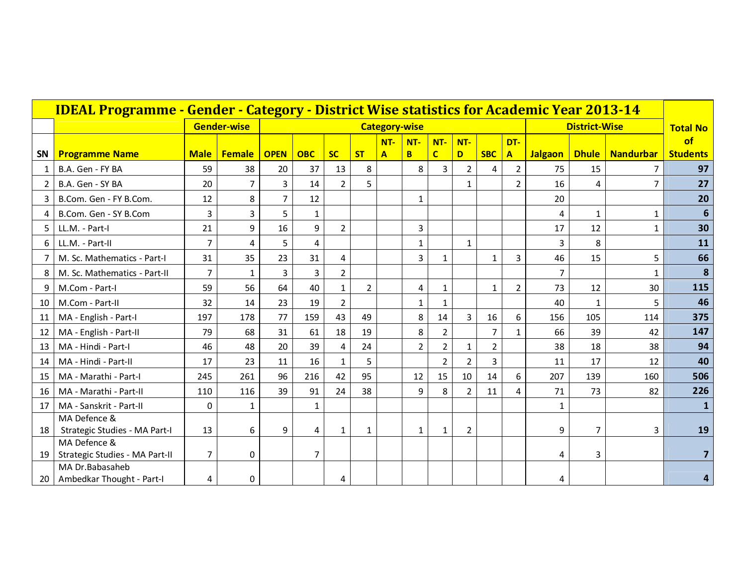# IDEAL Programme - Gender - Category - District Wise statistics for Academic Year 2013-14

| | | Gender-wise | | Category-wise | | | | | | | | | | District-Wise | | | Total No of Students |
|---|---|---|---|---|---|---|---|---|---|---|---|---|---|---|---|---|---|
| SN | Programme Name | Male | Female | OPEN | OBC | SC | ST | NT-A | NT-B | NT-C | NT-D | SBC | DT-A | Jalgaon | Dhule | Nandurbar | |
| 1 | B.A. Gen - FY BA | 59 | 38 | 20 | 37 | 13 | 8 | | 8 | 3 | 2 | 4 | 2 | 75 | 15 | 7 | **97** |
| 2 | B.A. Gen - SY BA | 20 | 7 | 3 | 14 | 2 | 5 | | | | 1 | | 2 | 16 | 4 | 7 | **27** |
| 3 | B.Com. Gen - FY B.Com. | 12 | 8 | 7 | 12 | | | | 1 | | | | | 20 | | | **20** |
| 4 | B.Com. Gen - SY B.Com | 3 | 3 | 5 | 1 | | | | | | | | | 4 | 1 | 1 | **6** |
| 5 | LL.M. - Part-I | 21 | 9 | 16 | 9 | 2 | | | 3 | | | | | 17 | 12 | 1 | **30** |
| 6 | LL.M. - Part-II | 7 | 4 | 5 | 4 | | | | 1 | | 1 | | | 3 | 8 | | **11** |
| 7 | M. Sc. Mathematics - Part-I | 31 | 35 | 23 | 31 | 4 | | | 3 | 1 | | 1 | 3 | 46 | 15 | 5 | **66** |
| 8 | M. Sc. Mathematics - Part-II | 7 | 1 | 3 | 3 | 2 | | | | | | | | 7 | | 1 | **8** |
| 9 | M.Com - Part-I | 59 | 56 | 64 | 40 | 1 | 2 | | 4 | 1 | | 1 | 2 | 73 | 12 | 30 | **115** |
| 10 | M.Com - Part-II | 32 | 14 | 23 | 19 | 2 | | | 1 | 1 | | | | 40 | 1 | 5 | **46** |
| 11 | MA - English - Part-I | 197 | 178 | 77 | 159 | 43 | 49 | | 8 | 14 | 3 | 16 | 6 | 156 | 105 | 114 | **375** |
| 12 | MA - English - Part-II | 79 | 68 | 31 | 61 | 18 | 19 | | 8 | 2 | | 7 | 1 | 66 | 39 | 42 | **147** |
| 13 | MA - Hindi - Part-I | 46 | 48 | 20 | 39 | 4 | 24 | | 2 | 2 | 1 | 2 | | 38 | 18 | 38 | **94** |
| 14 | MA - Hindi - Part-II | 17 | 23 | 11 | 16 | 1 | 5 | | | 2 | 2 | 3 | | 11 | 17 | 12 | **40** |
| 15 | MA - Marathi - Part-I | 245 | 261 | 96 | 216 | 42 | 95 | | 12 | 15 | 10 | 14 | 6 | 207 | 139 | 160 | **506** |
| 16 | MA - Marathi - Part-II | 110 | 116 | 39 | 91 | 24 | 38 | | 9 | 8 | 2 | 11 | 4 | 71 | 73 | 82 | **226** |
| 17 | MA - Sanskrit - Part-II | 0 | 1 | | 1 | | | | | | | | | 1 | | | **1** |
| 18 | MA Defence & Strategic Studies - MA Part-I | 13 | 6 | 9 | 4 | 1 | 1 | | 1 | 1 | 2 | | | 9 | 7 | 3 | **19** |
| 19 | MA Defence & Strategic Studies - MA Part-II | 7 | 0 | | 7 | | | | | | | | | 4 | 3 | | **7** |
| 20 | MA Dr.Babasaheb Ambedkar Thought - Part-I | 4 | 0 | | | 4 | | | | | | | | 4 | | | **4** |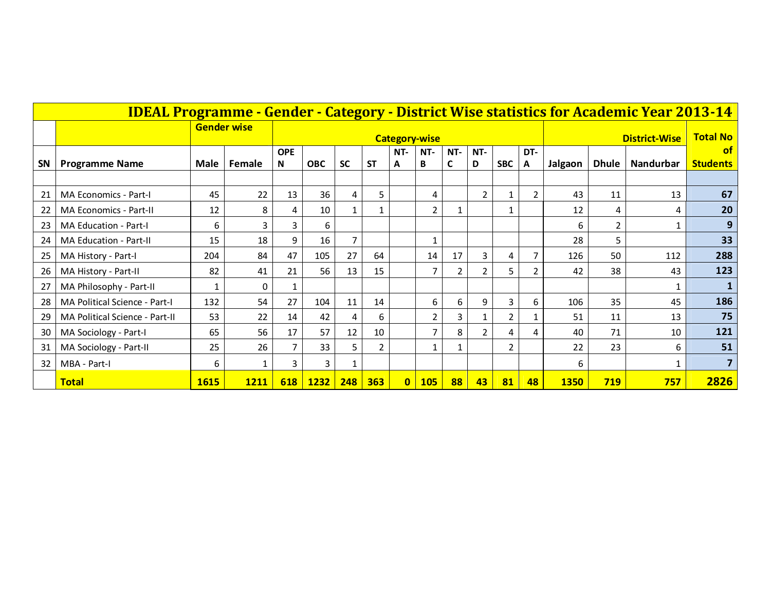# IDEAL Programme - Gender - Category - District Wise statistics for Academic Year 2013-14

| | | Gender wise | | Category-wise | | | | | | | | | | District-Wise | | | Total No of Students |
|---|---|---|---|---|---|---|---|---|---|---|---|---|---|---|---|---|---|
| SN | Programme Name | Male | Female | OPEN | OBC | SC | ST | NT-A | NT-B | NT-C | NT-D | SBC | DT-A | Jalgaon | Dhule | Nandurbar | |
| 21 | MA Economics - Part-I | 45 | 22 | 13 | 36 | 4 | 5 | | 4 | | 2 | 1 | 2 | 43 | 11 | 13 | **67** |
| 22 | MA Economics - Part-II | 12 | 8 | 4 | 10 | 1 | 1 | | 2 | 1 | | 1 | | 12 | 4 | 4 | **20** |
| 23 | MA Education - Part-I | 6 | 3 | 3 | 6 | | | | | | | | | 6 | 2 | 1 | **9** |
| 24 | MA Education - Part-II | 15 | 18 | 9 | 16 | 7 | | | 1 | | | | | 28 | 5 | | **33** |
| 25 | MA History - Part-I | 204 | 84 | 47 | 105 | 27 | 64 | | 14 | 17 | 3 | 4 | 7 | 126 | 50 | 112 | **288** |
| 26 | MA History - Part-II | 82 | 41 | 21 | 56 | 13 | 15 | | 7 | 2 | 2 | 5 | 2 | 42 | 38 | 43 | **123** |
| 27 | MA Philosophy - Part-II | 1 | 0 | 1 | | | | | | | | | | | | 1 | **1** |
| 28 | MA Political Science - Part-I | 132 | 54 | 27 | 104 | 11 | 14 | | 6 | 6 | 9 | 3 | 6 | 106 | 35 | 45 | **186** |
| 29 | MA Political Science - Part-II | 53 | 22 | 14 | 42 | 4 | 6 | | 2 | 3 | 1 | 2 | 1 | 51 | 11 | 13 | **75** |
| 30 | MA Sociology - Part-I | 65 | 56 | 17 | 57 | 12 | 10 | | 7 | 8 | 2 | 4 | 4 | 40 | 71 | 10 | **121** |
| 31 | MA Sociology - Part-II | 25 | 26 | 7 | 33 | 5 | 2 | | 1 | 1 | | 2 | | 22 | 23 | 6 | **51** |
| 32 | MBA - Part-I | 6 | 1 | 3 | 3 | 1 | | | | | | | | 6 | | 1 | **7** |
| | **Total** | **1615** | **1211** | **618** | **1232** | **248** | **363** | **0** | **105** | **88** | **43** | **81** | **48** | **1350** | **719** | **757** | **2826** |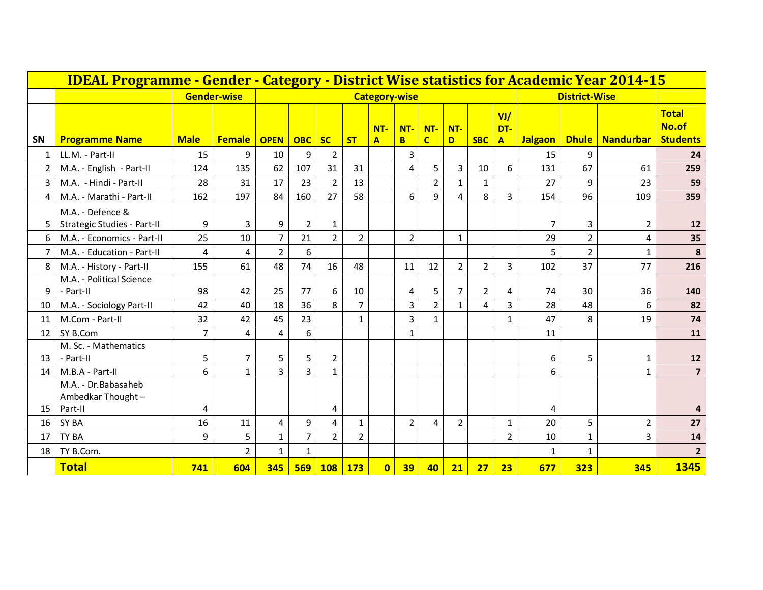| IDEAL Programme - Gender - Category - District Wise statistics for Academic Year 2014-15 | | | | | | | | | | | | | | | | | |
|---|---|---|---|---|---|---|---|---|---|---|---|---|---|---|---|---|---|
| | | Gender-wise | | Category-wise | | | | | | | | | | District-Wise | | | |
| SN | Programme Name | Male | Female | OPEN | OBC | SC | ST | NT-A | NT-B | NT-C | NT-D | SBC | VJ/ DT-A | Jalgaon | Dhule | Nandurbar | Total No.of Students |
| 1 | LL.M. - Part-II | 15 | 9 | 10 | 9 | 2 | | | 3 | | | | | 15 | 9 | | 24 |
| 2 | M.A. - English - Part-II | 124 | 135 | 62 | 107 | 31 | 31 | | 4 | 5 | 3 | 10 | 6 | 131 | 67 | 61 | 259 |
| 3 | M.A. - Hindi - Part-II | 28 | 31 | 17 | 23 | 2 | 13 | | | 2 | 1 | 1 | | 27 | 9 | 23 | 59 |
| 4 | M.A. - Marathi - Part-II | 162 | 197 | 84 | 160 | 27 | 58 | | 6 | 9 | 4 | 8 | 3 | 154 | 96 | 109 | 359 |
| 5 | M.A. - Defence & Strategic Studies - Part-II | 9 | 3 | 9 | 2 | 1 | | | | | | | | 7 | 3 | 2 | 12 |
| 6 | M.A. - Economics - Part-II | 25 | 10 | 7 | 21 | 2 | 2 | | 2 | | 1 | | | 29 | 2 | 4 | 35 |
| 7 | M.A. - Education - Part-II | 4 | 4 | 2 | 6 | | | | | | | | | 5 | 2 | 1 | 8 |
| 8 | M.A. - History - Part-II | 155 | 61 | 48 | 74 | 16 | 48 | | 11 | 12 | 2 | 2 | 3 | 102 | 37 | 77 | 216 |
| 9 | M.A. - Political Science - Part-II | 98 | 42 | 25 | 77 | 6 | 10 | | 4 | 5 | 7 | 2 | 4 | 74 | 30 | 36 | 140 |
| 10 | M.A. - Sociology Part-II | 42 | 40 | 18 | 36 | 8 | 7 | | 3 | 2 | 1 | 4 | 3 | 28 | 48 | 6 | 82 |
| 11 | M.Com - Part-II | 32 | 42 | 45 | 23 | | 1 | | 3 | 1 | | | 1 | 47 | 8 | 19 | 74 |
| 12 | SY B.Com | 7 | 4 | 4 | 6 | | | | 1 | | | | | 11 | | | 11 |
| 13 | M. Sc. - Mathematics - Part-II | 5 | 7 | 5 | 5 | 2 | | | | | | | | 6 | 5 | 1 | 12 |
| 14 | M.B.A - Part-II | 6 | 1 | 3 | 3 | 1 | | | | | | | | 6 | | 1 | 7 |
| 15 | M.A. - Dr.Babasaheb Ambedkar Thought – Part-II | 4 | | | | 4 | | | | | | | | 4 | | | 4 |
| 16 | SY BA | 16 | 11 | 4 | 9 | 4 | 1 | | 2 | 4 | 2 | | 1 | 20 | 5 | 2 | 27 |
| 17 | TY BA | 9 | 5 | 1 | 7 | 2 | 2 | | | | | | 2 | 10 | 1 | 3 | 14 |
| 18 | TY B.Com. | | 2 | 1 | 1 | | | | | | | | | 1 | 1 | | 2 |
| | **Total** | **741** | **604** | **345** | **569** | **108** | **173** | **0** | **39** | **40** | **21** | **27** | **23** | **677** | **323** | **345** | **1345** |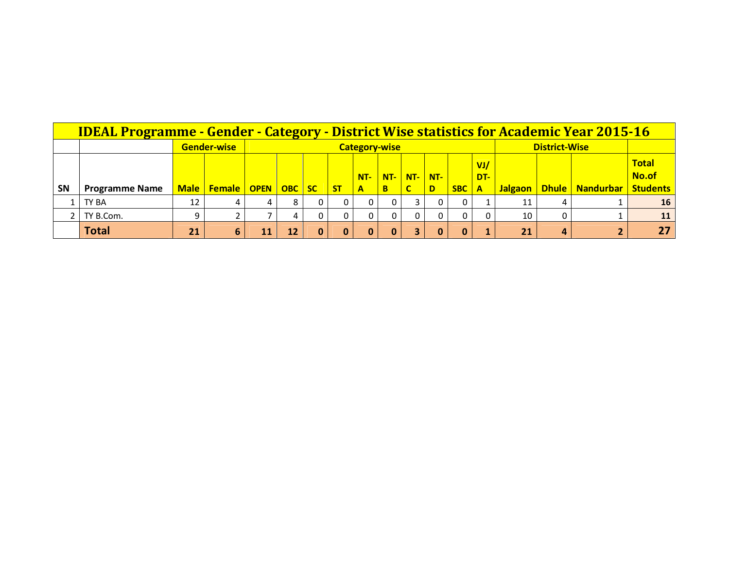# IDEAL Programme - Gender - Category - District Wise statistics for Academic Year 2015-16

| | | Gender-wise | | Category-wise | | | | | | | | | | District-Wise | | | |
|---|---|---|---|---|---|---|---|---|---|---|---|---|---|---|---|---|---|
| SN | Programme Name | Male | Female | OPEN | OBC | SC | ST | NT-A | NT-B | NT-C | NT-D | SBC | VJ/DT-A | Jalgaon | Dhule | Nandurbar | Total No.of Students |
| 1 | TY BA | 12 | 4 | 4 | 8 | 0 | 0 | 0 | 0 | 3 | 0 | 0 | 1 | 11 | 4 | 1 | **16** |
| 2 | TY B.Com. | 9 | 2 | 7 | 4 | 0 | 0 | 0 | 0 | 0 | 0 | 0 | 0 | 10 | 0 | 1 | **11** |
| | **Total** | **21** | **6** | **11** | **12** | **0** | **0** | **0** | **0** | **3** | **0** | **0** | **1** | **21** | **4** | **2** | **27** |